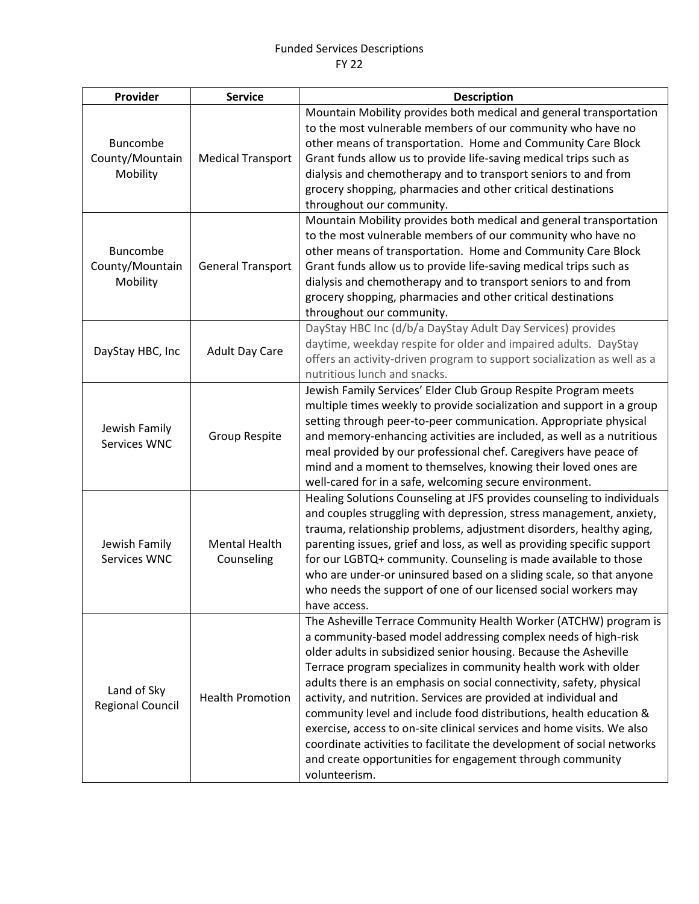# Funded Services Descriptions
## FY 22

| Provider | Service | Description |
|---|---|---|
| Buncombe County/Mountain Mobility | Medical Transport | Mountain Mobility provides both medical and general transportation to the most vulnerable members of our community who have no other means of transportation.  Home and Community Care Block Grant funds allow us to provide life-saving medical trips such as dialysis and chemotherapy and to transport seniors to and from grocery shopping, pharmacies and other critical destinations throughout our community. |
| Buncombe County/Mountain Mobility | General Transport | Mountain Mobility provides both medical and general transportation to the most vulnerable members of our community who have no other means of transportation.  Home and Community Care Block Grant funds allow us to provide life-saving medical trips such as dialysis and chemotherapy and to transport seniors to and from grocery shopping, pharmacies and other critical destinations throughout our community. |
| DayStay HBC, Inc | Adult Day Care | DayStay HBC Inc (d/b/a DayStay Adult Day Services) provides daytime, weekday respite for older and impaired adults.  DayStay offers an activity-driven program to support socialization as well as a nutritious lunch and snacks. |
| Jewish Family Services WNC | Group Respite | Jewish Family Services' Elder Club Group Respite Program meets multiple times weekly to provide socialization and support in a group setting through peer-to-peer communication. Appropriate physical and memory-enhancing activities are included, as well as a nutritious meal provided by our professional chef. Caregivers have peace of mind and a moment to themselves, knowing their loved ones are well-cared for in a safe, welcoming secure environment. |
| Jewish Family Services WNC | Mental Health Counseling | Healing Solutions Counseling at JFS provides counseling to individuals and couples struggling with depression, stress management, anxiety, trauma, relationship problems, adjustment disorders, healthy aging, parenting issues, grief and loss, as well as providing specific support for our LGBTQ+ community. Counseling is made available to those who are under-or uninsured based on a sliding scale, so that anyone who needs the support of one of our licensed social workers may have access. |
| Land of Sky Regional Council | Health Promotion | The Asheville Terrace Community Health Worker (ATCHW) program is a community-based model addressing complex needs of high-risk older adults in subsidized senior housing. Because the Asheville Terrace program specializes in community health work with older adults there is an emphasis on social connectivity, safety, physical activity, and nutrition. Services are provided at individual and community level and include food distributions, health education & exercise, access to on-site clinical services and home visits. We also coordinate activities to facilitate the development of social networks and create opportunities for engagement through community volunteerism. |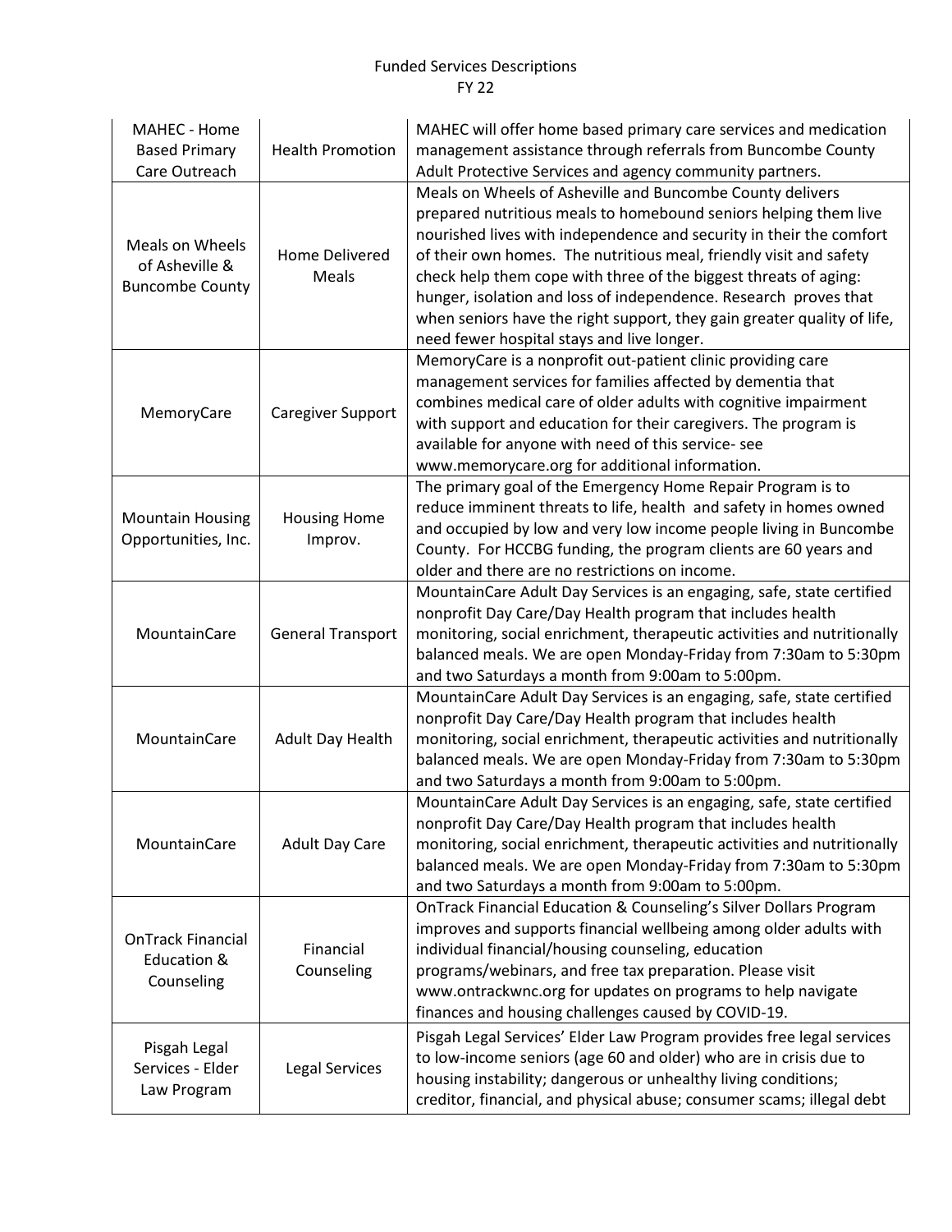Funded Services Descriptions
FY 22

| | | |
|---|---|---|
| MAHEC - Home Based Primary Care Outreach | Health Promotion | MAHEC will offer home based primary care services and medication management assistance through referrals from Buncombe County Adult Protective Services and agency community partners. |
| Meals on Wheels of Asheville & Buncombe County | Home Delivered Meals | Meals on Wheels of Asheville and Buncombe County delivers prepared nutritious meals to homebound seniors helping them live nourished lives with independence and security in their the comfort of their own homes. The nutritious meal, friendly visit and safety check help them cope with three of the biggest threats of aging: hunger, isolation and loss of independence. Research proves that when seniors have the right support, they gain greater quality of life, need fewer hospital stays and live longer. |
| MemoryCare | Caregiver Support | MemoryCare is a nonprofit out-patient clinic providing care management services for families affected by dementia that combines medical care of older adults with cognitive impairment with support and education for their caregivers. The program is available for anyone with need of this service- see www.memorycare.org for additional information. |
| Mountain Housing Opportunities, Inc. | Housing Home Improv. | The primary goal of the Emergency Home Repair Program is to reduce imminent threats to life, health and safety in homes owned and occupied by low and very low income people living in Buncombe County. For HCCBG funding, the program clients are 60 years and older and there are no restrictions on income. |
| MountainCare | General Transport | MountainCare Adult Day Services is an engaging, safe, state certified nonprofit Day Care/Day Health program that includes health monitoring, social enrichment, therapeutic activities and nutritionally balanced meals. We are open Monday-Friday from 7:30am to 5:30pm and two Saturdays a month from 9:00am to 5:00pm. |
| MountainCare | Adult Day Health | MountainCare Adult Day Services is an engaging, safe, state certified nonprofit Day Care/Day Health program that includes health monitoring, social enrichment, therapeutic activities and nutritionally balanced meals. We are open Monday-Friday from 7:30am to 5:30pm and two Saturdays a month from 9:00am to 5:00pm. |
| MountainCare | Adult Day Care | MountainCare Adult Day Services is an engaging, safe, state certified nonprofit Day Care/Day Health program that includes health monitoring, social enrichment, therapeutic activities and nutritionally balanced meals. We are open Monday-Friday from 7:30am to 5:30pm and two Saturdays a month from 9:00am to 5:00pm. |
| OnTrack Financial Education & Counseling | Financial Counseling | OnTrack Financial Education & Counseling's Silver Dollars Program improves and supports financial wellbeing among older adults with individual financial/housing counseling, education programs/webinars, and free tax preparation. Please visit www.ontrackwnc.org for updates on programs to help navigate finances and housing challenges caused by COVID-19. |
| Pisgah Legal Services - Elder Law Program | Legal Services | Pisgah Legal Services' Elder Law Program provides free legal services to low-income seniors (age 60 and older) who are in crisis due to housing instability; dangerous or unhealthy living conditions; creditor, financial, and physical abuse; consumer scams; illegal debt |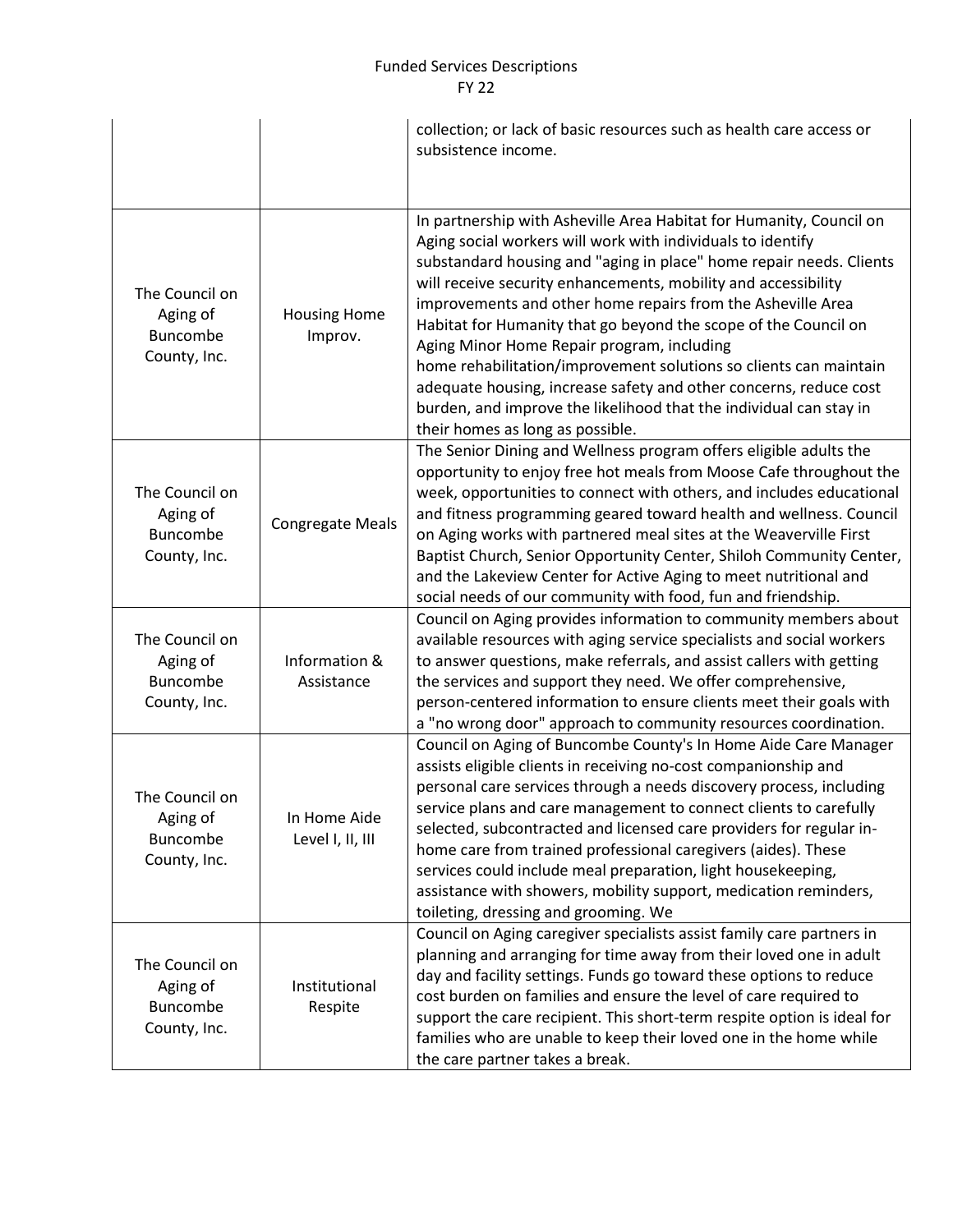| | | |
|---|---|---|
| | | collection; or lack of basic resources such as health care access or subsistence income. |
| The Council on Aging of Buncombe County, Inc. | Housing Home Improv. | In partnership with Asheville Area Habitat for Humanity, Council on Aging social workers will work with individuals to identify substandard housing and "aging in place" home repair needs. Clients will receive security enhancements, mobility and accessibility improvements and other home repairs from the Asheville Area Habitat for Humanity that go beyond the scope of the Council on Aging Minor Home Repair program, including home rehabilitation/improvement solutions so clients can maintain adequate housing, increase safety and other concerns, reduce cost burden, and improve the likelihood that the individual can stay in their homes as long as possible. |
| The Council on Aging of Buncombe County, Inc. | Congregate Meals | The Senior Dining and Wellness program offers eligible adults the opportunity to enjoy free hot meals from Moose Cafe throughout the week, opportunities to connect with others, and includes educational and fitness programming geared toward health and wellness. Council on Aging works with partnered meal sites at the Weaverville First Baptist Church, Senior Opportunity Center, Shiloh Community Center, and the Lakeview Center for Active Aging to meet nutritional and social needs of our community with food, fun and friendship. |
| The Council on Aging of Buncombe County, Inc. | Information & Assistance | Council on Aging provides information to community members about available resources with aging service specialists and social workers to answer questions, make referrals, and assist callers with getting the services and support they need. We offer comprehensive, person-centered information to ensure clients meet their goals with a "no wrong door" approach to community resources coordination. |
| The Council on Aging of Buncombe County, Inc. | In Home Aide Level I, II, III | Council on Aging of Buncombe County's In Home Aide Care Manager assists eligible clients in receiving no-cost companionship and personal care services through a needs discovery process, including service plans and care management to connect clients to carefully selected, subcontracted and licensed care providers for regular in-home care from trained professional caregivers (aides). These services could include meal preparation, light housekeeping, assistance with showers, mobility support, medication reminders, toileting, dressing and grooming. We |
| The Council on Aging of Buncombe County, Inc. | Institutional Respite | Council on Aging caregiver specialists assist family care partners in planning and arranging for time away from their loved one in adult day and facility settings. Funds go toward these options to reduce cost burden on families and ensure the level of care required to support the care recipient. This short-term respite option is ideal for families who are unable to keep their loved one in the home while the care partner takes a break. |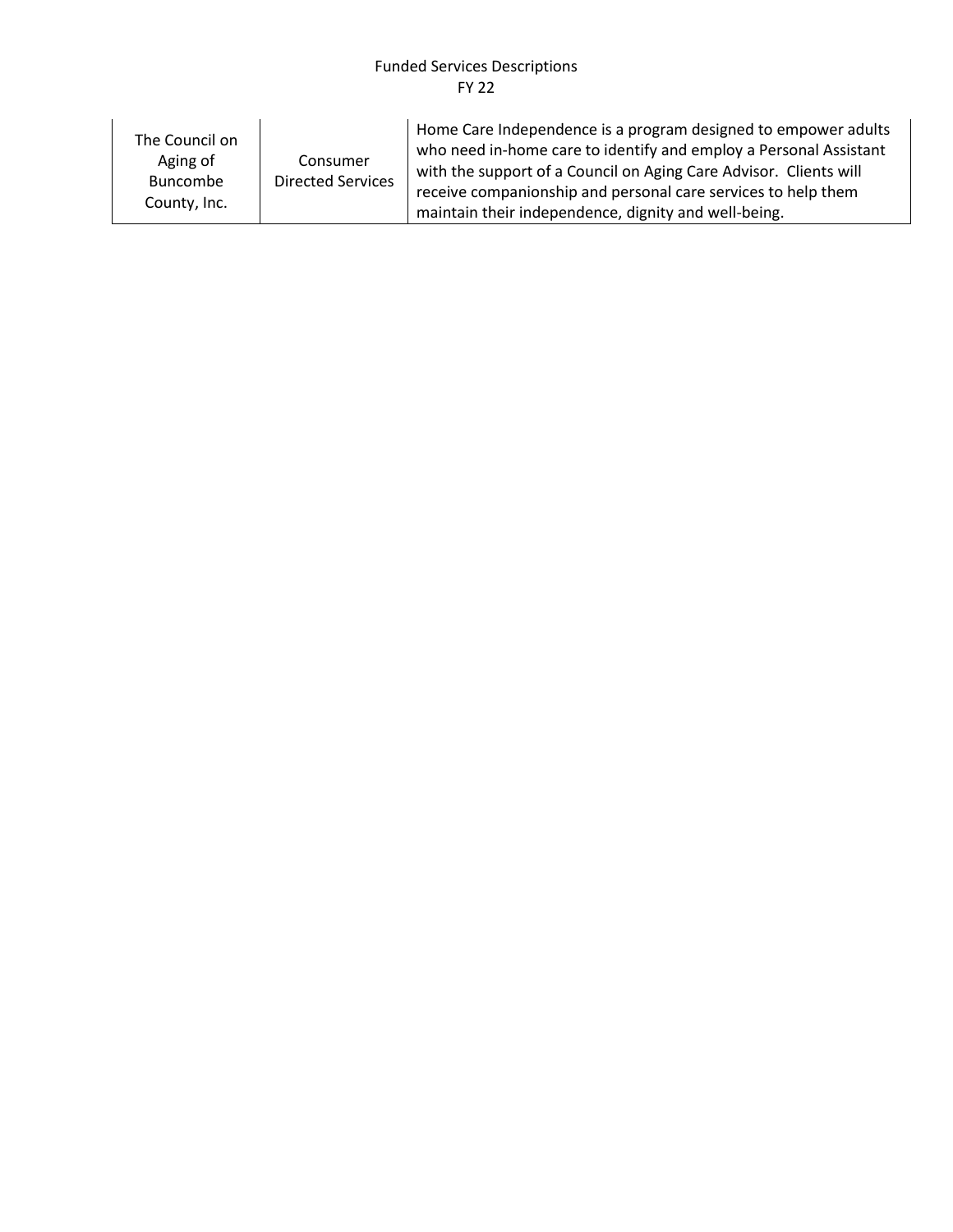| | | |
|---|---|---|
| The Council on Aging of Buncombe County, Inc. | Consumer Directed Services | Home Care Independence is a program designed to empower adults who need in-home care to identify and employ a Personal Assistant with the support of a Council on Aging Care Advisor. Clients will receive companionship and personal care services to help them maintain their independence, dignity and well-being. |